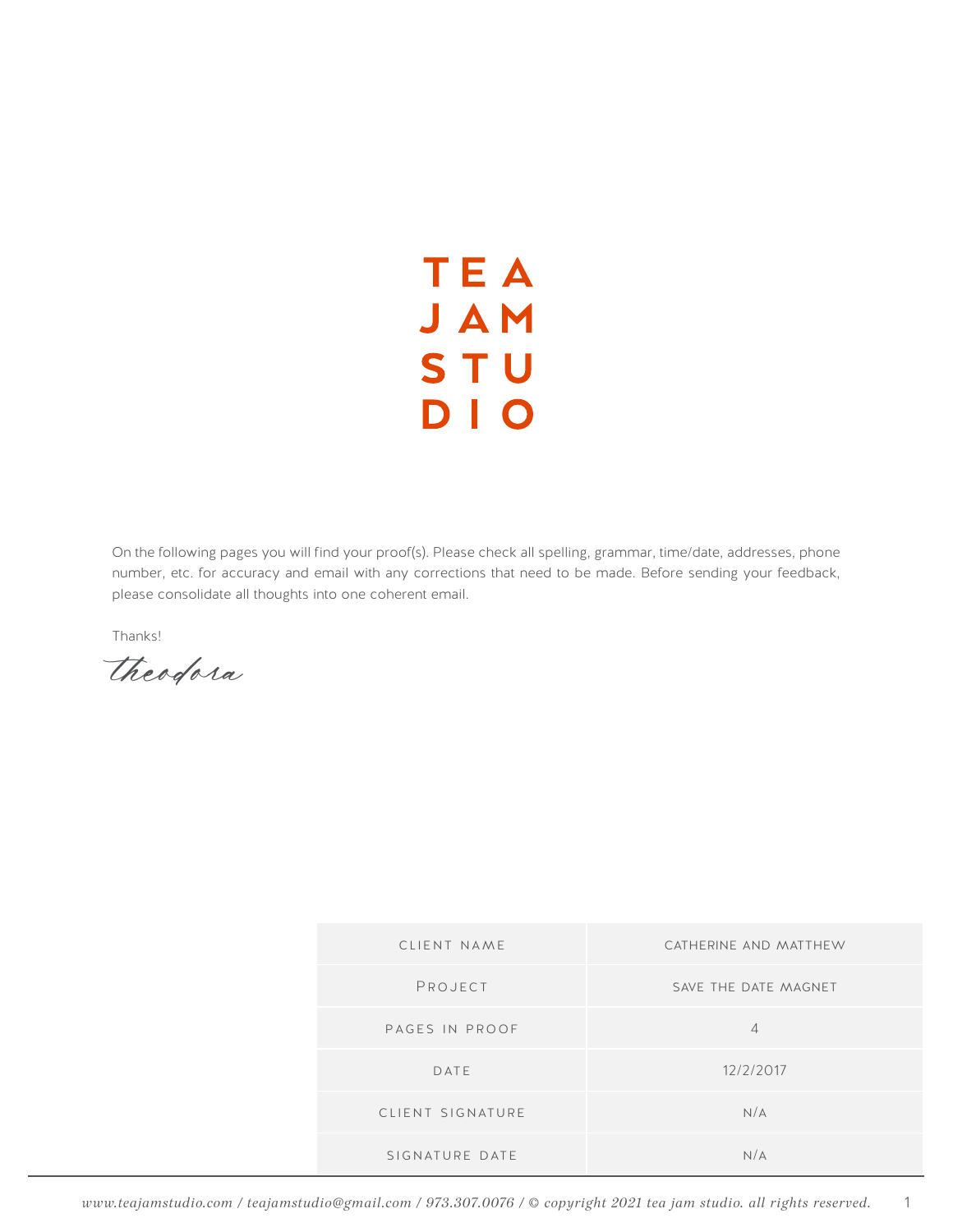# TEA JAM STUDIO

On the following pages you will find your proof(s). Please check all spelling, grammar, time/date, addresses, phone number, etc. for accuracy and email with any corrections that need to be made. Before sending your feedback, please consolidate all thoughts into one coherent email.

Thanks!

*Theodora*

| | |
|---|---|
| CLIENT NAME | CATHERINE AND MATTHEW |
| PROJECT | SAVE THE DATE MAGNET |
| PAGES IN PROOF | 4 |
| DATE | 12/2/2017 |
| CLIENT SIGNATURE | N/A |
| SIGNATURE DATE | N/A |

*www.teajamstudio.com / teajamstudio@gmail.com / 973.307.0076 / © copyright 2021 tea jam studio. all rights reserved.*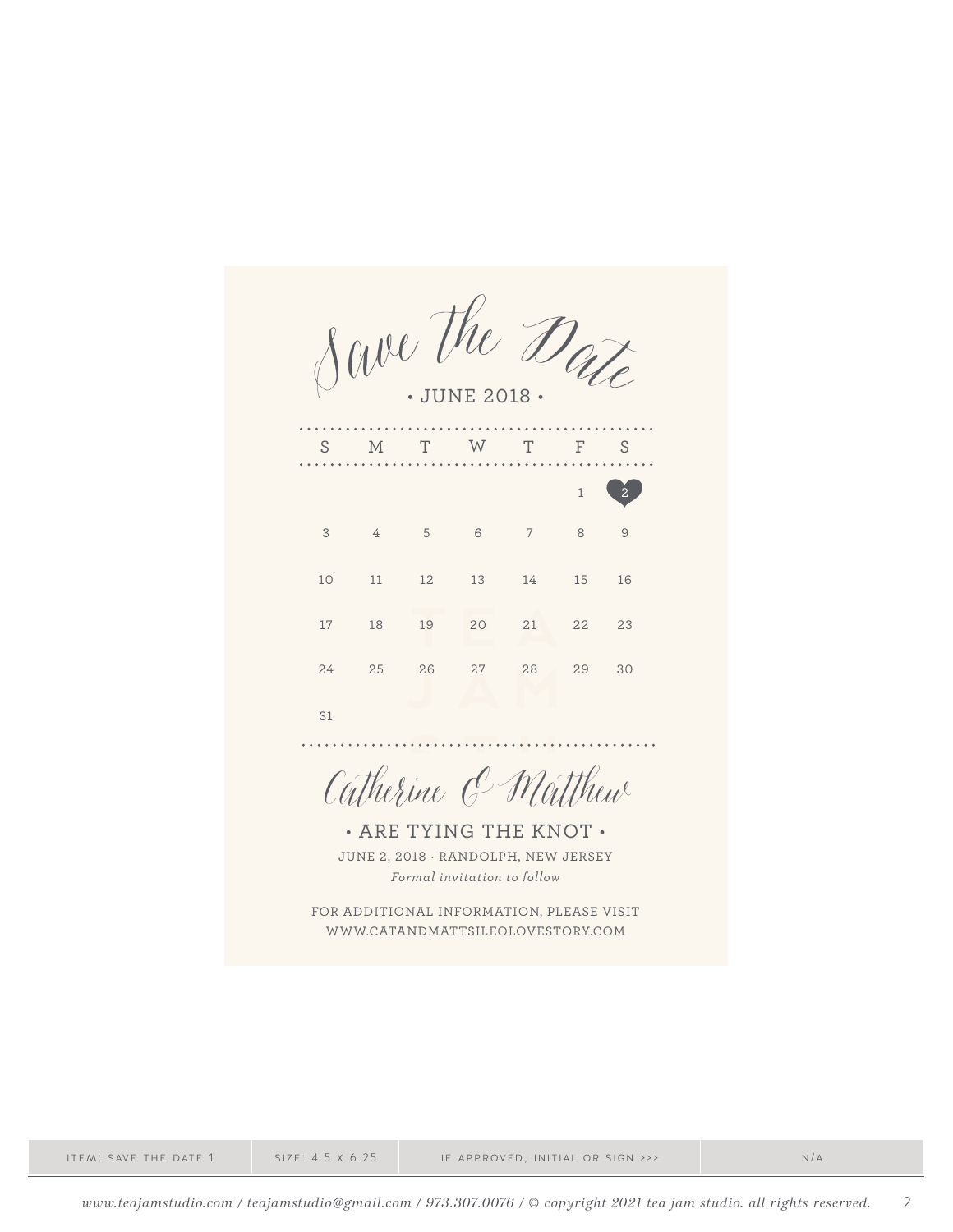# Save the Date

• JUNE 2018 •

| S | M | T | W | T | F | S |
|---|---|---|---|---|---|---|
| | | | | | 1 | 2 |
| 3 | 4 | 5 | 6 | 7 | 8 | 9 |
| 10 | 11 | 12 | 13 | 14 | 15 | 16 |
| 17 | 18 | 19 | 20 | 21 | 22 | 23 |
| 24 | 25 | 26 | 27 | 28 | 29 | 30 |
| 31 | | | | | | |

## Catherine & Matthew

• ARE TYING THE KNOT •

JUNE 2, 2018 · RANDOLPH, NEW JERSEY

*Formal invitation to follow*

FOR ADDITIONAL INFORMATION, PLEASE VISIT
WWW.CATANDMATTSILEOLOVESTORY.COM

| ITEM: SAVE THE DATE 1 | SIZE: 4.5 X 6.25 | IF APPROVED, INITIAL OR SIGN >>> | N/A |
|---|---|---|---|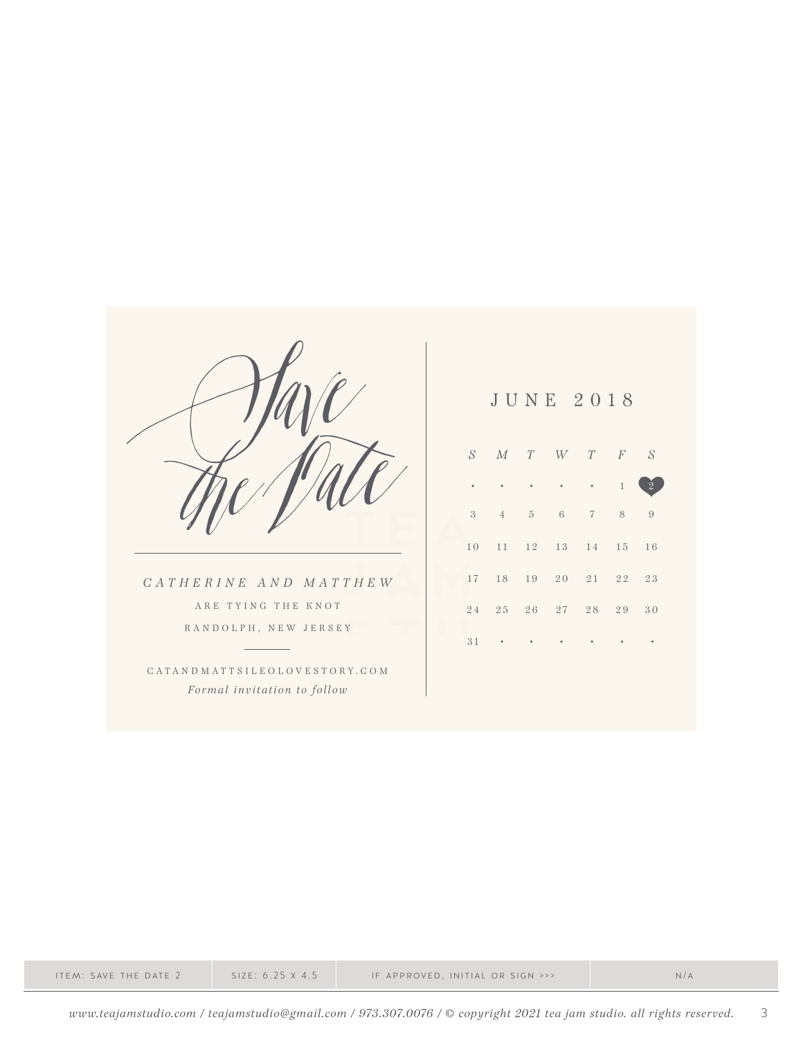# Save the Date

*CATHERINE AND MATTHEW*

ARE TYING THE KNOT

RANDOLPH, NEW JERSEY

CATANDMATTSILEOLOVESTORY.COM

*Formal invitation to follow*

## JUNE 2018

| *S* | *M* | *T* | *W* | *T* | *F* | *S* |
|---|---|---|---|---|---|---|
| • | • | • | • | • | 1 | 2 |
| 3 | 4 | 5 | 6 | 7 | 8 | 9 |
| 10 | 11 | 12 | 13 | 14 | 15 | 16 |
| 17 | 18 | 19 | 20 | 21 | 22 | 23 |
| 24 | 25 | 26 | 27 | 28 | 29 | 30 |
| 31 | • | • | • | • | • | • |

| ITEM: SAVE THE DATE 2 | SIZE: 6.25 X 4.5 | IF APPROVED, INITIAL OR SIGN >>> | N/A |
|---|---|---|---|

*www.teajamstudio.com / teajamstudio@gmail.com / 973.307.0076 / © copyright 2021 tea jam studio. all rights reserved.*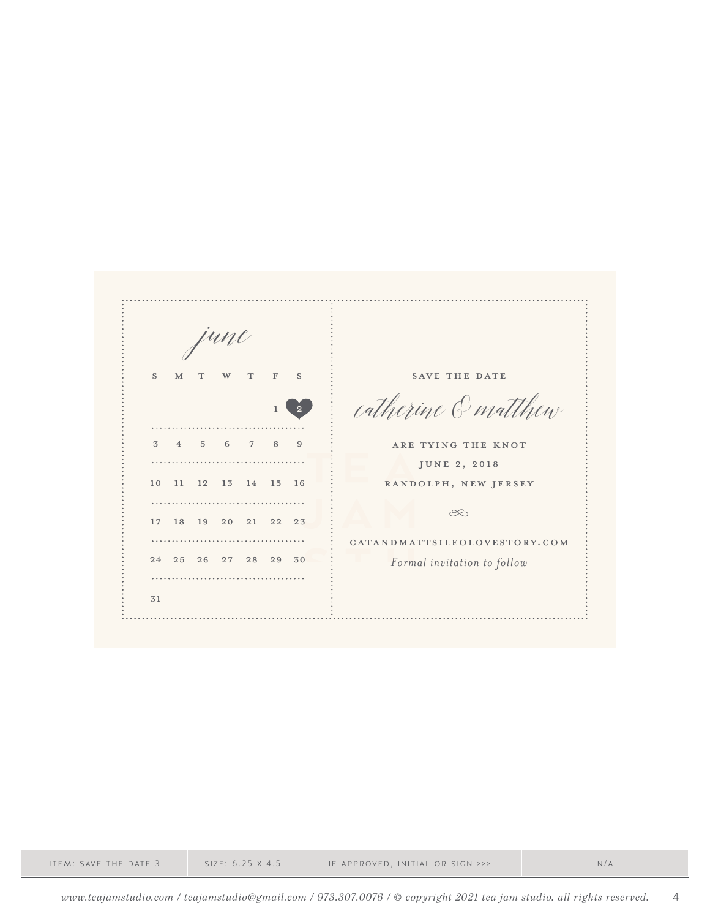june

| S | M | T | W | T | F | S |
|---|---|---|---|---|---|---|
| | | | | | 1 | 2 |
| 3 | 4 | 5 | 6 | 7 | 8 | 9 |
| 10 | 11 | 12 | 13 | 14 | 15 | 16 |
| 17 | 18 | 19 | 20 | 21 | 22 | 23 |
| 24 | 25 | 26 | 27 | 28 | 29 | 30 |
| 31 | | | | | | |

SAVE THE DATE

*catherine & matthew*

ARE TYING THE KNOT

JUNE 2, 2018

RANDOLPH, NEW JERSEY

CATANDMATTSILEOLOVESTORY.COM

*Formal invitation to follow*

| ITEM: SAVE THE DATE 3 | SIZE: 6.25 X 4.5 | IF APPROVED, INITIAL OR SIGN >>> | N/A |
|---|---|---|---|

*www.teajamstudio.com / teajamstudio@gmail.com / 973.307.0076 / © copyright 2021 tea jam studio. all rights reserved.*